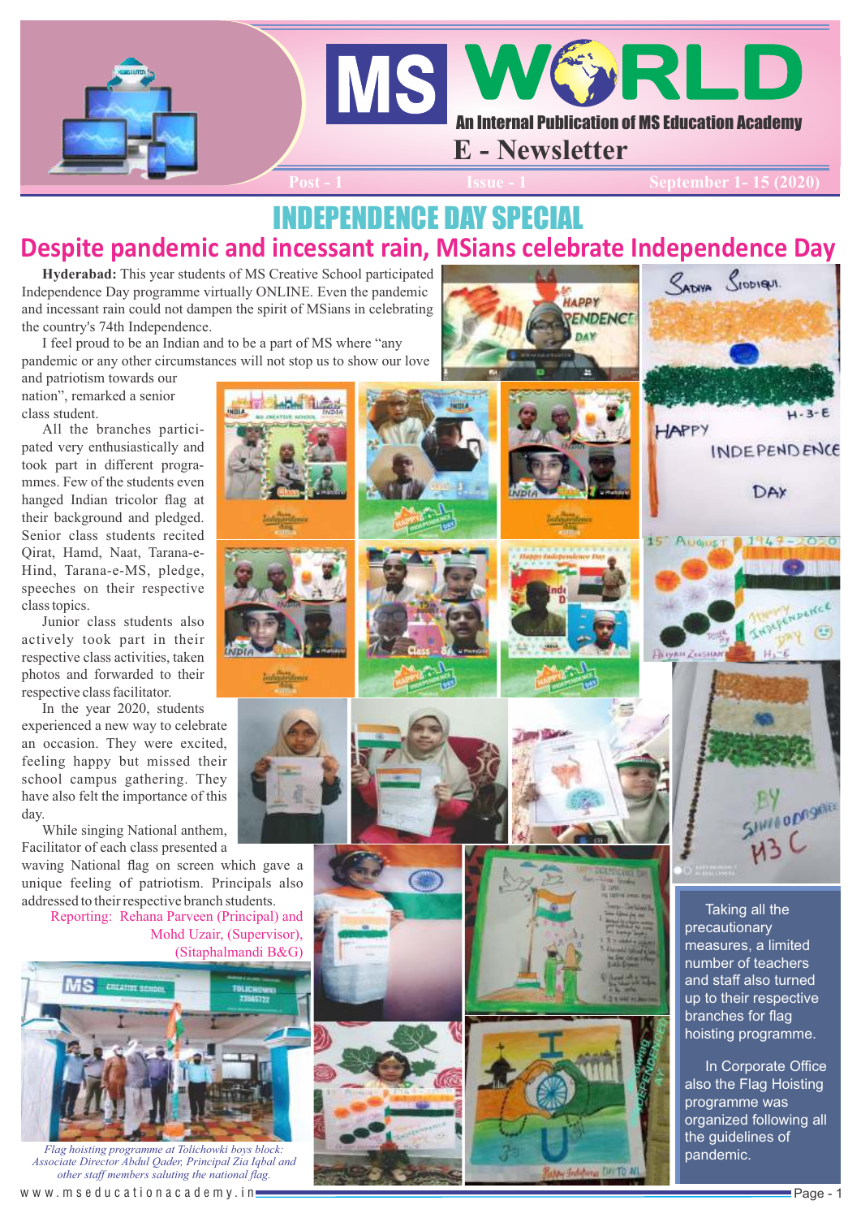# MS WORLD

An Internal Publication of MS Education Academy

E - Newsletter

Post - 1 Issue - 1 September 1- 15 (2020)

## INDEPENDENCE DAY SPECIAL

## Despite pandemic and incessant rain, MSians celebrate Independence Day

**Hyderabad:** This year students of MS Creative School participated Independence Day programme virtually ONLINE. Even the pandemic and incessant rain could not dampen the spirit of MSians in celebrating the country's 74th Independence.

I feel proud to be an Indian and to be a part of MS where "any pandemic or any other circumstances will not stop us to show our love and patriotism towards our nation", remarked a senior class student.

All the branches participated very enthusiastically and took part in different programmes. Few of the students even hanged Indian tricolor flag at their background and pledged. Senior class students recited Qirat, Hamd, Naat, Tarana-e-Hind, Tarana-e-MS, pledge, speeches on their respective class topics.

Junior class students also actively took part in their respective class activities, taken photos and forwarded to their respective class facilitator.

In the year 2020, students experienced a new way to celebrate an occasion. They were excited, feeling happy but missed their school campus gathering. They have also felt the importance of this day.

While singing National anthem, Facilitator of each class presented a waving National flag on screen which gave a unique feeling of patriotism. Principals also addressed to their respective branch students.

Reporting: Rehana Parveen (Principal) and Mohd Uzair, (Supervisor), (Sitaphalmandi B&G)

*Flag hoisting programme at Tolichowki boys block: Associate Director Abdul Qader, Principal Zia Iqbal and other staff members saluting the national flag.*

Taking all the precautionary measures, a limited number of teachers and staff also turned up to their respective branches for flag hoisting programme.

In Corporate Office also the Flag Hoisting programme was organized following all the guidelines of pandemic.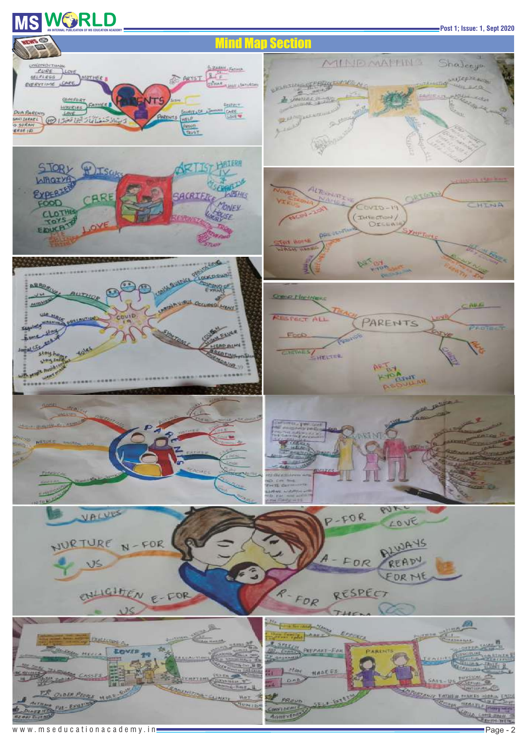# Mind Map Section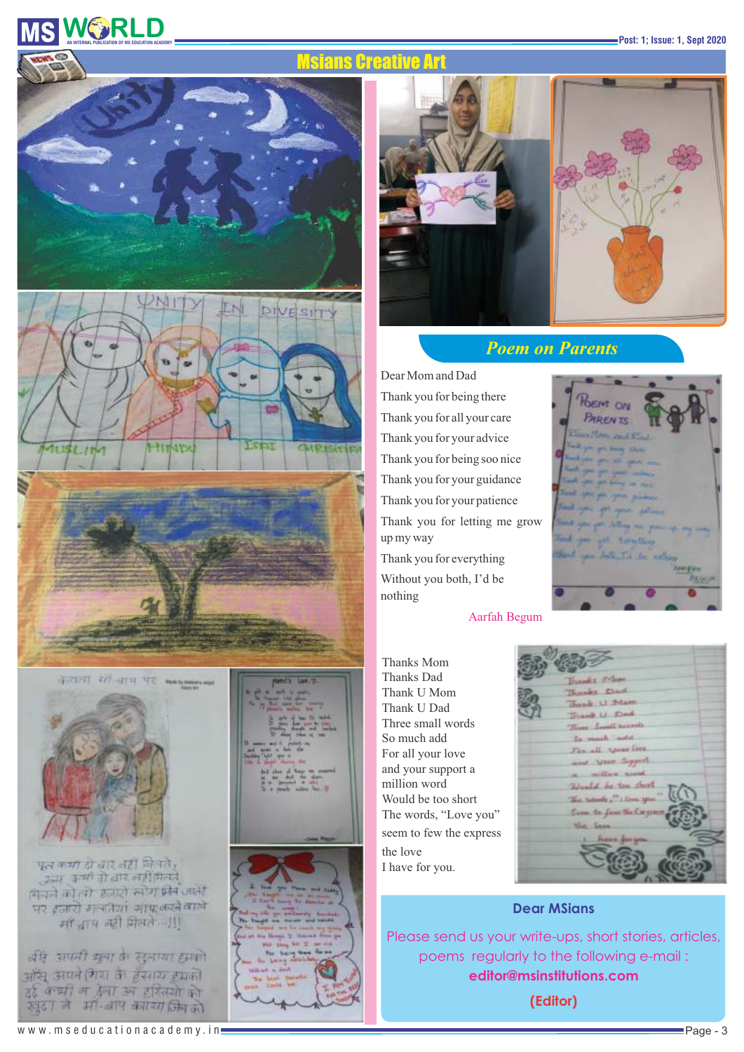# Msians Creative Art

## Poem on Parents

Dear Mom and Dad

Thank you for being there

Thank you for all your care

Thank you for your advice

Thank you for being soo nice

Thank you for your guidance

Thank you for your patience

Thank you for letting me grow up my way

Thank you for everything

Without you both, I'd be nothing

Aarfah Begum

Thanks Mom
Thanks Dad
Thank U Mom
Thank U Dad
Three small words
So much add
For all your love
and your support a
million word
Would be too short
The words, "Love you"
seem to few the express
the love
I have for you.

**Dear MSians**

Please send us your write-ups, short stories, articles, poems regularly to the following e-mail :
**editor@msinstitutions.com**

**(Editor)**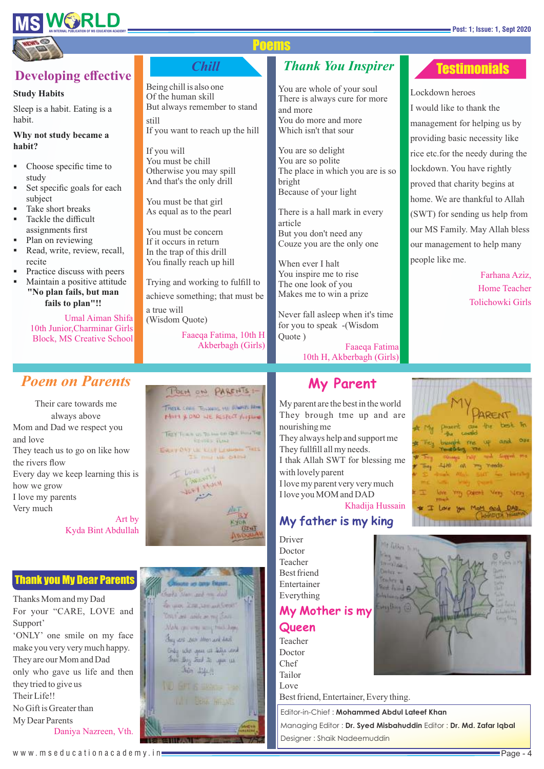# Poems

## Developing effective

**Study Habits**

Sleep is a habit. Eating is a habit.

**Why not study became a habit?**

- Choose specific time to study
- Set specific goals for each subject
- Take short breaks
- Tackle the difficult assignments first
- Plan on reviewing
- Read, write, review, recall, recite
- Practice discuss with peers
- Maintain a positive attitude

**"No plan fails, but man fails to plan"!!**

Umal Aiman Shifa
10th Junior,Charminar Girls Block, MS Creative School

## Chill

Being chill is also one
Of the human skill
But always remember to stand still
If you want to reach up the hill

If you will
You must be chill
Otherwise you may spill
And that's the only drill

You must be that girl
As equal as to the pearl

You must be concern
If it occurs in return
In the trap of this drill
You finally reach up hill

Trying and working to fulfill to achieve something; that must be a true will
(Wisdom Quote)

Faaeqa Fatima, 10th H
Akberbagh (Girls)

## Thank You Inspirer

You are whole of your soul
There is always cure for more and more
You do more and more
Which isn't that sour

You are so delight
You are so polite
The place in which you are is so bright
Because of your light

There is a hall mark in every article
But you don't need any
Couze you are the only one

When ever I halt
You inspire me to rise
The one look of you
Makes me to win a prize

Never fall asleep when it's time for you to speak -(Wisdom Quote )

Faaeqa Fatima
10th H, Akberbagh (Girls)

## Testimonials

Lockdown heroes

I would like to thank the management for helping us by providing basic necessity like rice etc.for the needy during the lockdown. You have rightly proved that charity begins at home. We are thankful to Allah (SWT) for sending us help from our MS Family. May Allah bless our management to help many people like me.

Farhana Aziz,
Home Teacher
Tolichowki Girls

## Poem on Parents

Their care towards me
always above
Mom and Dad we respect you and love
They teach us to go on like how the rivers flow
Every day we keep learning this is how we grow
I love my parents
Very much

Art by
Kyda Bint Abdullah

## My Parent

My parent are the best in the world
They brough tme up and are nourishing me
They always help and support me
They fullfill all my needs.
I thak Allah SWT for blessing me with lovely parent
I love my parent very very much
I love you MOM and DAD

Khadija Hussain

## My father is my king

Driver
Doctor
Teacher
Best friend
Entertainer
Everything

## My Mother is my Queen

Teacher
Doctor
Chef
Tailor
Love
Best friend, Entertainer, Every thing.

## Thank you My Dear Parents

Thanks Mom and my Dad
For your "CARE, LOVE and Support'
'ONLY' one smile on my face make you very very much happy.
They are our Mom and Dad only who gave us life and then they tried to give us
Their Life!!
No Gift is Greater than
My Dear Parents

Daniya Nazreen, Vth.

Editor-in-Chief : **Mohammed Abdul Lateef Khan**
Managing Editor : **Dr. Syed Misbahuddin** Editor : **Dr. Md. Zafar Iqbal**
Designer : Shaik Nadeemuddin